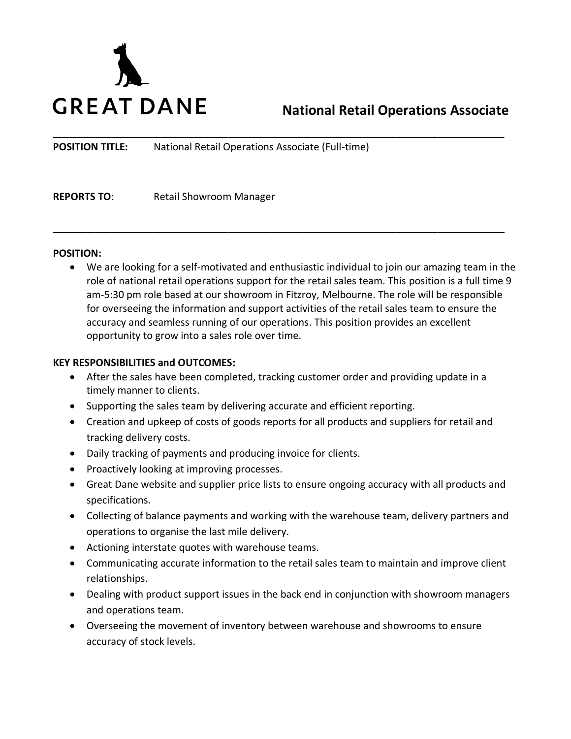GREAT DANE

# National Retail Operations Associate

---

**POSITION TITLE:** National Retail Operations Associate (Full-time)

**REPORTS TO**: Retail Showroom Manager

---

**POSITION:**

- We are looking for a self-motivated and enthusiastic individual to join our amazing team in the role of national retail operations support for the retail sales team. This position is a full time 9 am-5:30 pm role based at our showroom in Fitzroy, Melbourne. The role will be responsible for overseeing the information and support activities of the retail sales team to ensure the accuracy and seamless running of our operations. This position provides an excellent opportunity to grow into a sales role over time.

**KEY RESPONSIBILITIES and OUTCOMES:**

- After the sales have been completed, tracking customer order and providing update in a timely manner to clients.
- Supporting the sales team by delivering accurate and efficient reporting.
- Creation and upkeep of costs of goods reports for all products and suppliers for retail and tracking delivery costs.
- Daily tracking of payments and producing invoice for clients.
- Proactively looking at improving processes.
- Great Dane website and supplier price lists to ensure ongoing accuracy with all products and specifications.
- Collecting of balance payments and working with the warehouse team, delivery partners and operations to organise the last mile delivery.
- Actioning interstate quotes with warehouse teams.
- Communicating accurate information to the retail sales team to maintain and improve client relationships.
- Dealing with product support issues in the back end in conjunction with showroom managers and operations team.
- Overseeing the movement of inventory between warehouse and showrooms to ensure accuracy of stock levels.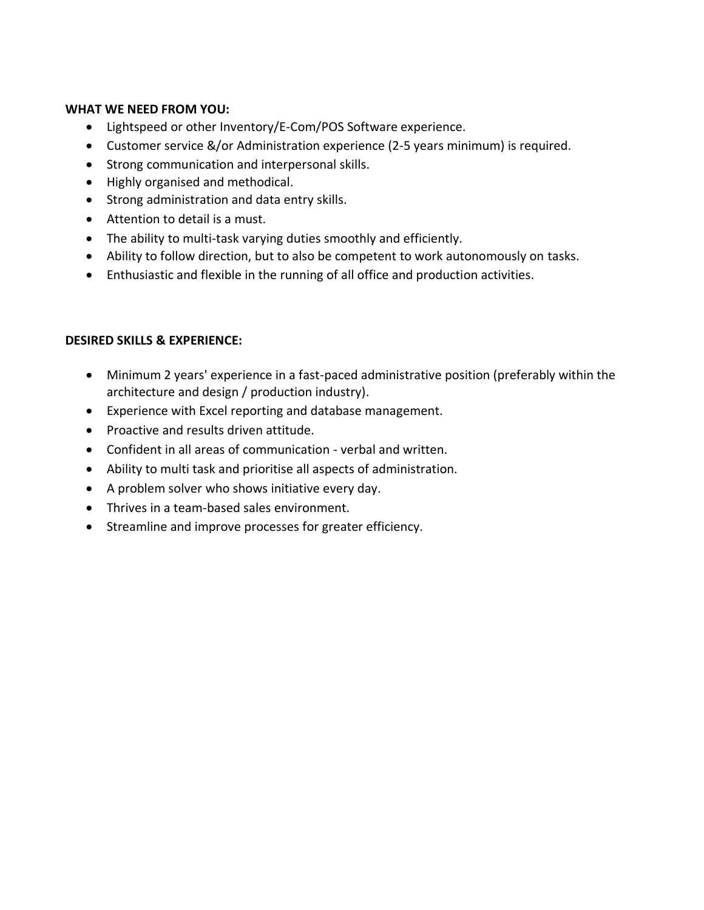**WHAT WE NEED FROM YOU:**

- Lightspeed or other Inventory/E-Com/POS Software experience.
- Customer service &/or Administration experience (2-5 years minimum) is required.
- Strong communication and interpersonal skills.
- Highly organised and methodical.
- Strong administration and data entry skills.
- Attention to detail is a must.
- The ability to multi-task varying duties smoothly and efficiently.
- Ability to follow direction, but to also be competent to work autonomously on tasks.
- Enthusiastic and flexible in the running of all office and production activities.

**DESIRED SKILLS & EXPERIENCE:**

- Minimum 2 years' experience in a fast-paced administrative position (preferably within the architecture and design / production industry).
- Experience with Excel reporting and database management.
- Proactive and results driven attitude.
- Confident in all areas of communication - verbal and written.
- Ability to multi task and prioritise all aspects of administration.
- A problem solver who shows initiative every day.
- Thrives in a team-based sales environment.
- Streamline and improve processes for greater efficiency.